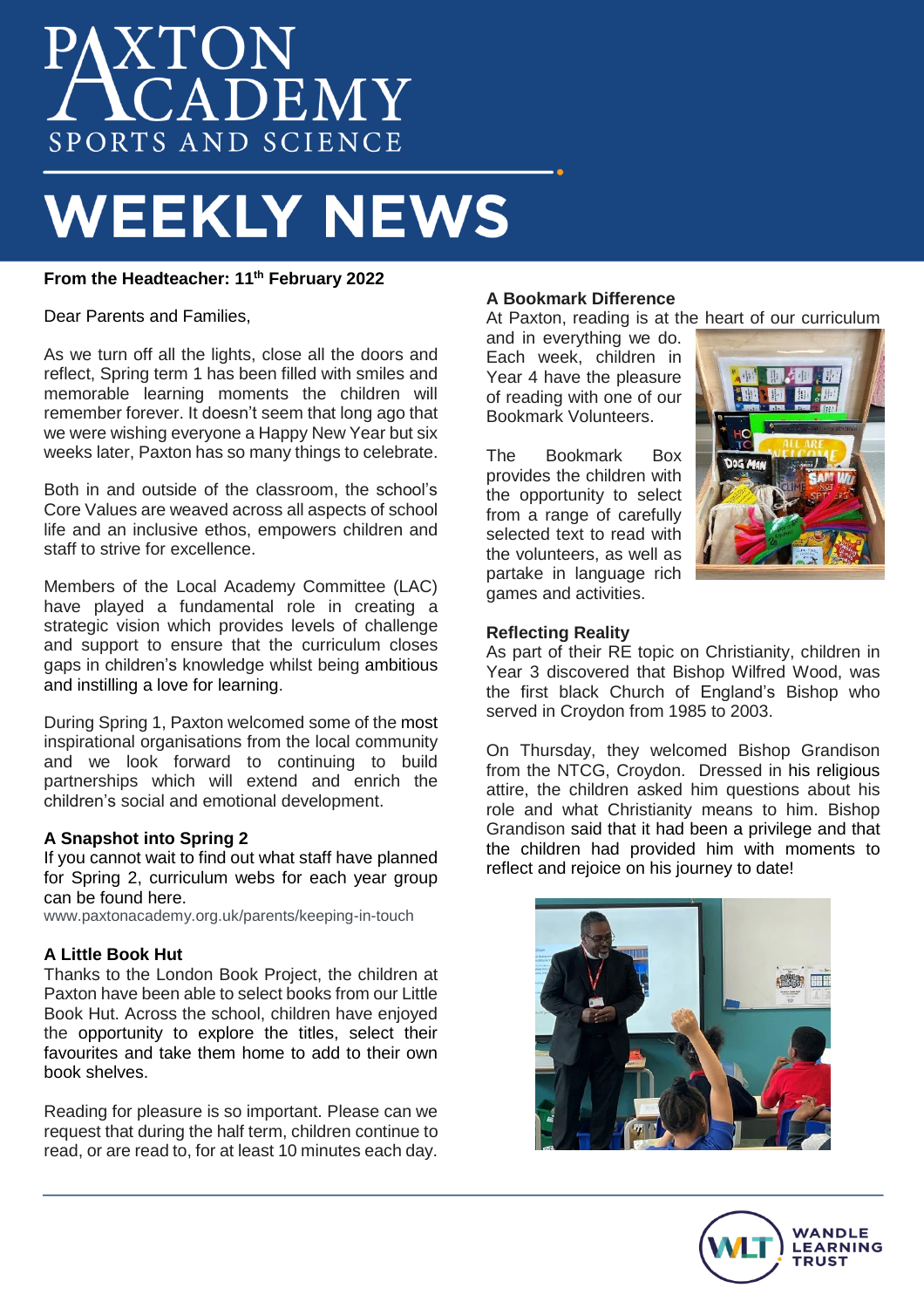# PAXTON ACADEMY
SPORTS AND SCIENCE

# WEEKLY NEWS

**From the Headteacher: 11th February 2022**

Dear Parents and Families,

As we turn off all the lights, close all the doors and reflect, Spring term 1 has been filled with smiles and memorable learning moments the children will remember forever. It doesn't seem that long ago that we were wishing everyone a Happy New Year but six weeks later, Paxton has so many things to celebrate.

Both in and outside of the classroom, the school's Core Values are weaved across all aspects of school life and an inclusive ethos, empowers children and staff to strive for excellence.

Members of the Local Academy Committee (LAC) have played a fundamental role in creating a strategic vision which provides levels of challenge and support to ensure that the curriculum closes gaps in children's knowledge whilst being ambitious and instilling a love for learning.

During Spring 1, Paxton welcomed some of the most inspirational organisations from the local community and we look forward to continuing to build partnerships which will extend and enrich the children's social and emotional development.

### A Snapshot into Spring 2

If you cannot wait to find out what staff have planned for Spring 2, curriculum webs for each year group can be found here.

www.paxtonacademy.org.uk/parents/keeping-in-touch

### A Little Book Hut

Thanks to the London Book Project, the children at Paxton have been able to select books from our Little Book Hut. Across the school, children have enjoyed the opportunity to explore the titles, select their favourites and take them home to add to their own book shelves.

Reading for pleasure is so important. Please can we request that during the half term, children continue to read, or are read to, for at least 10 minutes each day.

### A Bookmark Difference

At Paxton, reading is at the heart of our curriculum and in everything we do. Each week, children in Year 4 have the pleasure of reading with one of our Bookmark Volunteers.

The Bookmark Box provides the children with the opportunity to select from a range of carefully selected text to read with the volunteers, as well as partake in language rich games and activities.

### Reflecting Reality

As part of their RE topic on Christianity, children in Year 3 discovered that Bishop Wilfred Wood, was the first black Church of England's Bishop who served in Croydon from 1985 to 2003.

On Thursday, they welcomed Bishop Grandison from the NTCG, Croydon. Dressed in his religious attire, the children asked him questions about his role and what Christianity means to him. Bishop Grandison said that it had been a privilege and that the children had provided him with moments to reflect and rejoice on his journey to date!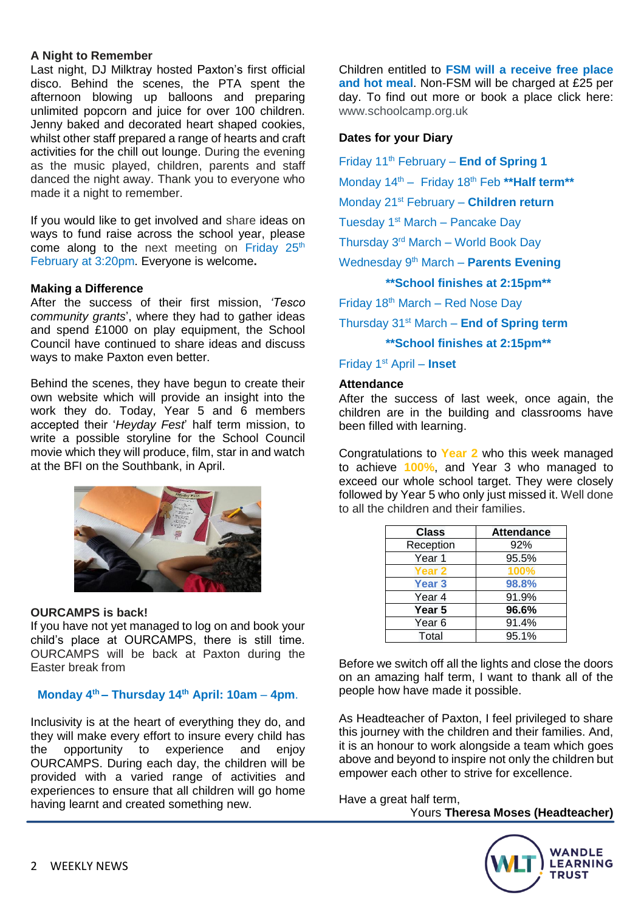### A Night to Remember

Last night, DJ Milktray hosted Paxton's first official disco. Behind the scenes, the PTA spent the afternoon blowing up balloons and preparing unlimited popcorn and juice for over 100 children. Jenny baked and decorated heart shaped cookies, whilst other staff prepared a range of hearts and craft activities for the chill out lounge. During the evening as the music played, children, parents and staff danced the night away. Thank you to everyone who made it a night to remember.

If you would like to get involved and share ideas on ways to fund raise across the school year, please come along to the next meeting on Friday 25th February at 3:20pm. Everyone is welcome**.**

### Making a Difference

After the success of their first mission, *'Tesco community grants*', where they had to gather ideas and spend £1000 on play equipment, the School Council have continued to share ideas and discuss ways to make Paxton even better.

Behind the scenes, they have begun to create their own website which will provide an insight into the work they do. Today, Year 5 and 6 members accepted their '*Heyday Fest*' half term mission, to write a possible storyline for the School Council movie which they will produce, film, star in and watch at the BFI on the Southbank, in April.

### OURCAMPS is back!

If you have not yet managed to log on and book your child's place at OURCAMPS, there is still time. OURCAMPS will be back at Paxton during the Easter break from

**Monday 4th – Thursday 14th April: 10am – 4pm**.

Inclusivity is at the heart of everything they do, and they will make every effort to insure every child has the opportunity to experience and enjoy OURCAMPS. During each day, the children will be provided with a varied range of activities and experiences to ensure that all children will go home having learnt and created something new.

Children entitled to **FSM will a receive free place and hot meal**. Non-FSM will be charged at £25 per day. To find out more or book a place click here: www.schoolcamp.org.uk

### Dates for your Diary

Friday 11th February – **End of Spring 1**

Monday 14th – Friday 18th Feb **\*\*Half term\*\***

Monday 21st February – **Children return**

Tuesday 1st March – Pancake Day

Thursday 3rd March – World Book Day

Wednesday 9th March – **Parents Evening**

**\*\*School finishes at 2:15pm\*\***

Friday 18th March – Red Nose Day

Thursday 31st March – **End of Spring term**

**\*\*School finishes at 2:15pm\*\***

Friday 1st April – **Inset**

### Attendance

After the success of last week, once again, the children are in the building and classrooms have been filled with learning.

Congratulations to **Year 2** who this week managed to achieve **100%**, and Year 3 who managed to exceed our whole school target. They were closely followed by Year 5 who only just missed it. Well done to all the children and their families.

| Class | Attendance |
|---|---|
| Reception | 92% |
| Year 1 | 95.5% |
| **Year 2** | **100%** |
| **Year 3** | **98.8%** |
| Year 4 | 91.9% |
| **Year 5** | **96.6%** |
| Year 6 | 91.4% |
| Total | 95.1% |

Before we switch off all the lights and close the doors on an amazing half term, I want to thank all of the people how have made it possible.

As Headteacher of Paxton, I feel privileged to share this journey with the children and their families. And, it is an honour to work alongside a team which goes above and beyond to inspire not only the children but empower each other to strive for excellence.

Have a great half term,

Yours **Theresa Moses (Headteacher)**